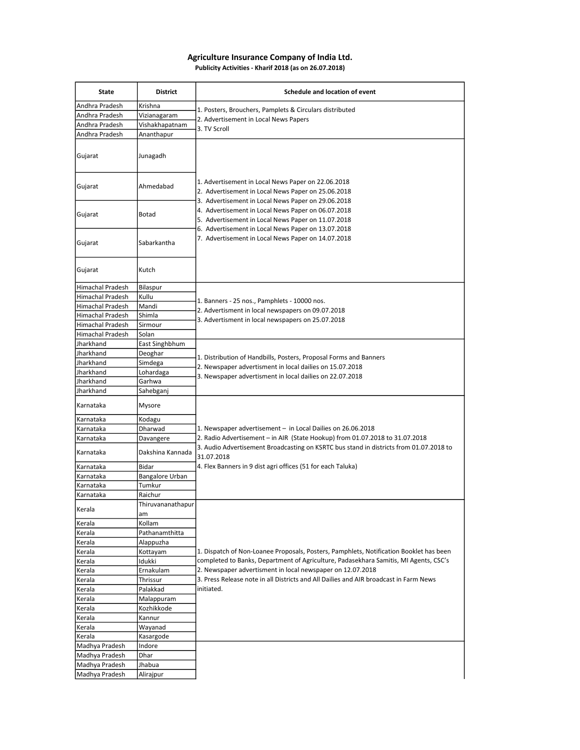# Agriculture Insurance Company of India Ltd.

**Publicity Activities - Kharif 2018 (as on 26.07.2018)**

| State | District | Schedule and location of event |
|---|---|---|
| Andhra Pradesh | Krishna | 1. Posters, Brouchers, Pamplets & Circulars distributed<br>2. Advertisement in Local News Papers<br>3. TV Scroll |
| Andhra Pradesh | Vizianagaram | |
| Andhra Pradesh | Vishakhapatnam | |
| Andhra Pradesh | Ananthapur | |
| Gujarat | Junagadh | 1. Advertisement in Local News Paper on 22.06.2018<br>2. Advertisement in Local News Paper on 25.06.2018<br>3. Advertisement in Local News Paper on 29.06.2018<br>4. Advertisement in Local News Paper on 06.07.2018<br>5. Advertisement in Local News Paper on 11.07.2018<br>6. Advertisement in Local News Paper on 13.07.2018<br>7. Advertisement in Local News Paper on 14.07.2018 |
| Gujarat | Ahmedabad | |
| Gujarat | Botad | |
| Gujarat | Sabarkantha | |
| Gujarat | Kutch | |
| Himachal Pradesh | Bilaspur | 1. Banners - 25 nos., Pamphlets - 10000 nos.<br>2. Advertisment in local newspapers on 09.07.2018<br>3. Advertisment in local newspapers on 25.07.2018 |
| Himachal Pradesh | Kullu | |
| Himachal Pradesh | Mandi | |
| Himachal Pradesh | Shimla | |
| Himachal Pradesh | Sirmour | |
| Himachal Pradesh | Solan | |
| Jharkhand | East Singhbhum | 1. Distribution of Handbills, Posters, Proposal Forms and Banners<br>2. Newspaper advertisment in local dailies on 15.07.2018<br>3. Newspaper advertisment in local dailies on 22.07.2018 |
| Jharkhand | Deoghar | |
| Jharkhand | Simdega | |
| Jharkhand | Lohardaga | |
| Jharkhand | Garhwa | |
| Jharkhand | Sahebganj | |
| Karnataka | Mysore | 1. Newspaper advertisement – in Local Dailies on 26.06.2018<br>2. Radio Advertisement – in AIR (State Hookup) from 01.07.2018 to 31.07.2018<br>3. Audio Advertisement Broadcasting on KSRTC bus stand in districts from 01.07.2018 to 31.07.2018<br>4. Flex Banners in 9 dist agri offices (51 for each Taluka) |
| Karnataka | Kodagu | |
| Karnataka | Dharwad | |
| Karnataka | Davangere | |
| Karnataka | Dakshina Kannada | |
| Karnataka | Bidar | |
| Karnataka | Bangalore Urban | |
| Karnataka | Tumkur | |
| Karnataka | Raichur | |
| Kerala | Thiruvananathapuram | 1. Dispatch of Non-Loanee Proposals, Posters, Pamphlets, Notification Booklet has been completed to Banks, Department of Agriculture, Padasekhara Samitis, MI Agents, CSC's<br>2. Newspaper advertisment in local newspaper on 12.07.2018<br>3. Press Release note in all Districts and All Dailies and AIR broadcast in Farm News initiated. |
| Kerala | Kollam | |
| Kerala | Pathanamthitta | |
| Kerala | Alappuzha | |
| Kerala | Kottayam | |
| Kerala | Idukki | |
| Kerala | Ernakulam | |
| Kerala | Thrissur | |
| Kerala | Palakkad | |
| Kerala | Malappuram | |
| Kerala | Kozhikkode | |
| Kerala | Kannur | |
| Kerala | Wayanad | |
| Kerala | Kasargode | |
| Madhya Pradesh | Indore | |
| Madhya Pradesh | Dhar | |
| Madhya Pradesh | Jhabua | |
| Madhya Pradesh | Alirajpur | |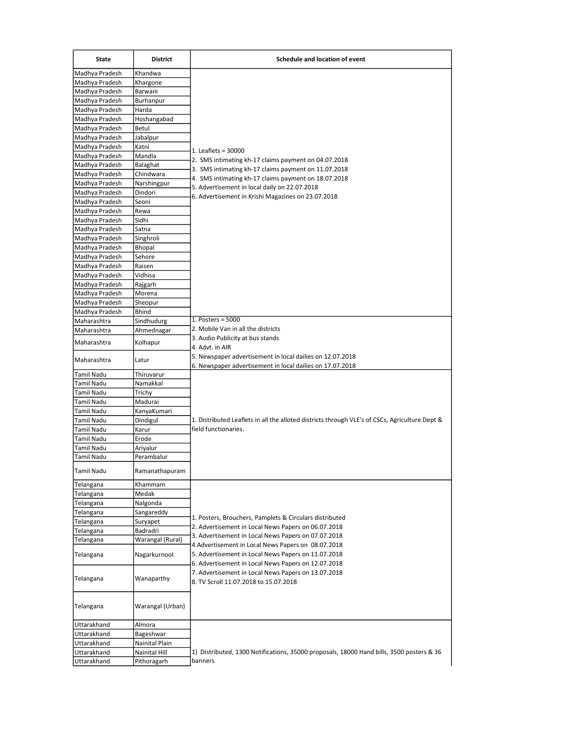| State | District | Schedule and location of event |
|---|---|---|
| Madhya Pradesh | Khandwa | 1. Leaflets = 30000<br>2. SMS intimating kh-17 claims payment on 04.07.2018<br>3. SMS intimating kh-17 claims payment on 11.07.2018<br>4. SMS intimating kh-17 claims payment on 18.07.2018<br>5. Advertisement in local daily on 22.07.2018<br>6. Advertisement in Krishi Magazines on 23.07.2018 |
| Madhya Pradesh | Khargone | |
| Madhya Pradesh | Barwani | |
| Madhya Pradesh | Burhanpur | |
| Madhya Pradesh | Harda | |
| Madhya Pradesh | Hoshangabad | |
| Madhya Pradesh | Betul | |
| Madhya Pradesh | Jabalpur | |
| Madhya Pradesh | Katni | |
| Madhya Pradesh | Mandla | |
| Madhya Pradesh | Balaghat | |
| Madhya Pradesh | Chindwara | |
| Madhya Pradesh | Narshingpur | |
| Madhya Pradesh | Dindori | |
| Madhya Pradesh | Seoni | |
| Madhya Pradesh | Rewa | |
| Madhya Pradesh | Sidhi | |
| Madhya Pradesh | Satna | |
| Madhya Pradesh | Singhroli | |
| Madhya Pradesh | Bhopal | |
| Madhya Pradesh | Sehore | |
| Madhya Pradesh | Raisen | |
| Madhya Pradesh | Vidhisa | |
| Madhya Pradesh | Rajgarh | |
| Madhya Pradesh | Morena | |
| Madhya Pradesh | Sheopur | |
| Madhya Pradesh | Bhind | |
| Maharashtra | Sindhudurg | 1. Posters = 5000<br>2. Mobile Van in all the districts<br>3. Audio Publicity at bus stands<br>4. Advt. in AIR<br>5. Newspaper advertisement in local dailies on 12.07.2018<br>6. Newspaper advertisement in local dailies on 17.07.2018 |
| Maharashtra | Ahmednagar | |
| Maharashtra | Kolhapur | |
| Maharashtra | Latur | |
| Tamil Nadu | Thiruvarur | 1. Distributed Leaflets in all the alloted districts through VLE's of CSCs, Agriculture Dept & field functionaries. |
| Tamil Nadu | Namakkal | |
| Tamil Nadu | Trichy | |
| Tamil Nadu | Madurai | |
| Tamil Nadu | KanyaKumari | |
| Tamil Nadu | Dindigul | |
| Tamil Nadu | Karur | |
| Tamil Nadu | Erode | |
| Tamil Nadu | Ariyalur | |
| Tamil Nadu | Perambalur | |
| Tamil Nadu | Ramanathapuram | |
| Telangana | Khammam | 1. Posters, Brouchers, Pamplets & Circulars distributed<br>2. Advertisement in Local News Papers on 06.07.2018<br>3. Advertisement in Local News Papers on 07.07.2018<br>4.Advertisement in Local News Papers on 08.07.2018<br>5. Advertisement in Local News Papers on 11.07.2018<br>6. Advertisement in Local News Papers on 12.07.2018<br>7. Advertisement in Local News Papers on 13.07.2018<br>8. TV Scroll 11.07.2018 to 15.07.2018 |
| Telangana | Medak | |
| Telangana | Nalgonda | |
| Telangana | Sangareddy | |
| Telangana | Suryapet | |
| Telangana | Badradri | |
| Telangana | Warangal (Rural) | |
| Telangana | Nagarkurnool | |
| Telangana | Wanaparthy | |
| Telangana | Warangal (Urban) | |
| Uttarakhand | Almora | 1) Distributed, 1300 Notifications, 35000 proposals, 18000 Hand bills, 3500 posters & 36 banners |
| Uttarakhand | Bageshwar | |
| Uttarakhand | Nainital Plain | |
| Uttarakhand | Nainital Hill | |
| Uttarakhand | Pithoragarh | |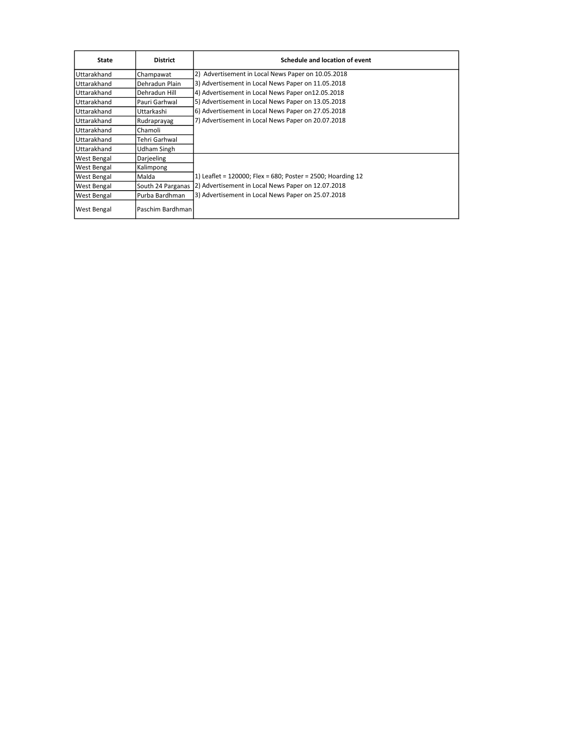| State | District | Schedule and location of event |
|---|---|---|
| Uttarakhand | Champawat | 2) Advertisement in Local News Paper on 10.05.2018<br>3) Advertisement in Local News Paper on 11.05.2018<br>4) Advertisement in Local News Paper on12.05.2018<br>5) Advertisement in Local News Paper on 13.05.2018<br>6) Advertisement in Local News Paper on 27.05.2018<br>7) Advertisement in Local News Paper on 20.07.2018 |
| Uttarakhand | Dehradun Plain | |
| Uttarakhand | Dehradun Hill | |
| Uttarakhand | Pauri Garhwal | |
| Uttarakhand | Uttarkashi | |
| Uttarakhand | Rudraprayag | |
| Uttarakhand | Chamoli | |
| Uttarakhand | Tehri Garhwal | |
| Uttarakhand | Udham Singh | |
| West Bengal | Darjeeling | 1) Leaflet = 120000; Flex = 680; Poster = 2500; Hoarding 12<br>2) Advertisement in Local News Paper on 12.07.2018<br>3) Advertisement in Local News Paper on 25.07.2018 |
| West Bengal | Kalimpong | |
| West Bengal | Malda | |
| West Bengal | South 24 Parganas | |
| West Bengal | Purba Bardhman | |
| West Bengal | Paschim Bardhman | |